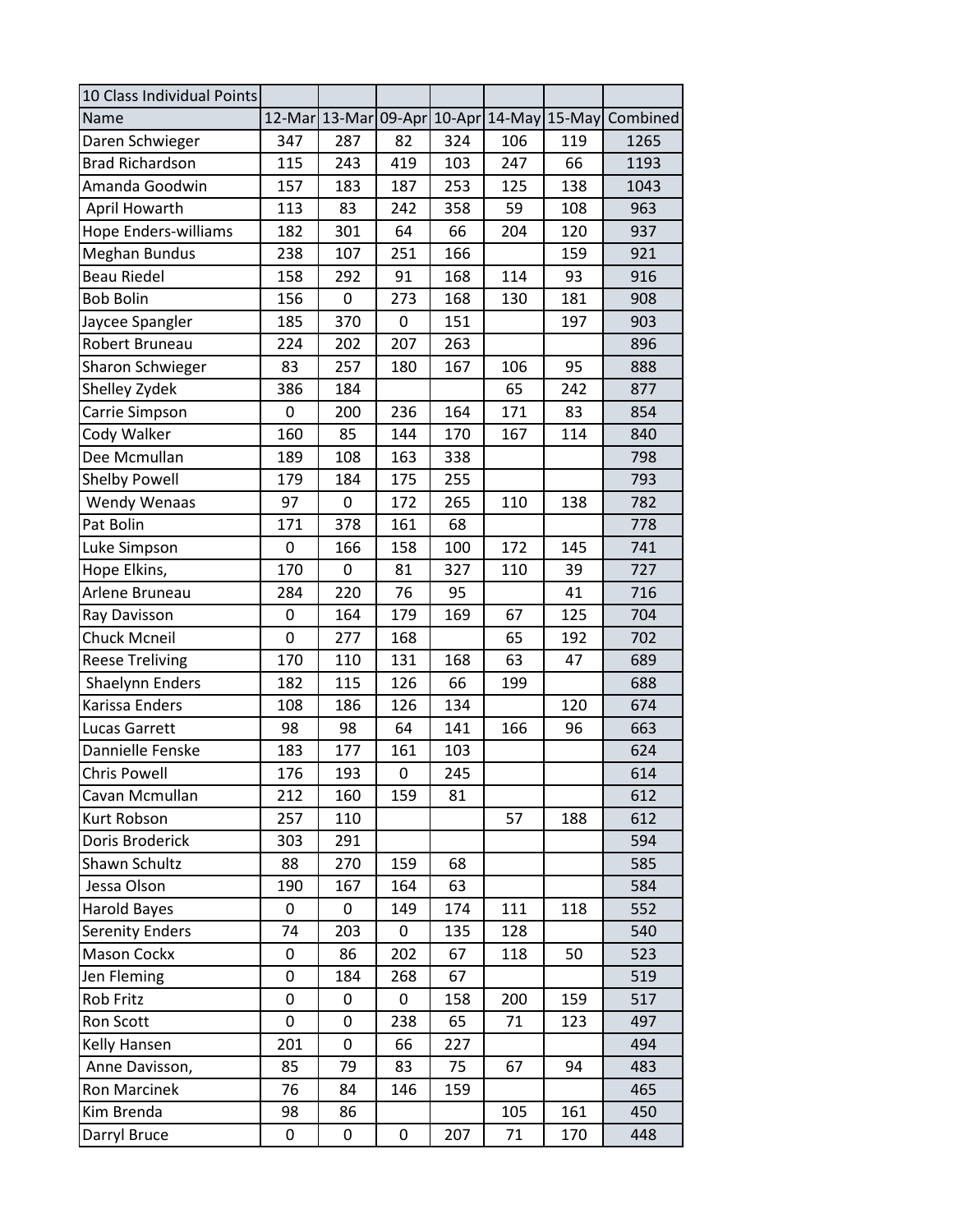| 10 Class Individual Points | | | | | | | |
|---|---|---|---|---|---|---|---|
| Name | 12-Mar | 13-Mar | 09-Apr | 10-Apr | 14-May | 15-May | Combined |
| Daren Schwieger | 347 | 287 | 82 | 324 | 106 | 119 | 1265 |
| Brad Richardson | 115 | 243 | 419 | 103 | 247 | 66 | 1193 |
| Amanda Goodwin | 157 | 183 | 187 | 253 | 125 | 138 | 1043 |
| April Howarth | 113 | 83 | 242 | 358 | 59 | 108 | 963 |
| Hope Enders-williams | 182 | 301 | 64 | 66 | 204 | 120 | 937 |
| Meghan Bundus | 238 | 107 | 251 | 166 | | 159 | 921 |
| Beau Riedel | 158 | 292 | 91 | 168 | 114 | 93 | 916 |
| Bob Bolin | 156 | 0 | 273 | 168 | 130 | 181 | 908 |
| Jaycee Spangler | 185 | 370 | 0 | 151 | | 197 | 903 |
| Robert Bruneau | 224 | 202 | 207 | 263 | | | 896 |
| Sharon Schwieger | 83 | 257 | 180 | 167 | 106 | 95 | 888 |
| Shelley Zydek | 386 | 184 | | | 65 | 242 | 877 |
| Carrie Simpson | 0 | 200 | 236 | 164 | 171 | 83 | 854 |
| Cody Walker | 160 | 85 | 144 | 170 | 167 | 114 | 840 |
| Dee Mcmullan | 189 | 108 | 163 | 338 | | | 798 |
| Shelby Powell | 179 | 184 | 175 | 255 | | | 793 |
| Wendy Wenaas | 97 | 0 | 172 | 265 | 110 | 138 | 782 |
| Pat Bolin | 171 | 378 | 161 | 68 | | | 778 |
| Luke Simpson | 0 | 166 | 158 | 100 | 172 | 145 | 741 |
| Hope Elkins, | 170 | 0 | 81 | 327 | 110 | 39 | 727 |
| Arlene Bruneau | 284 | 220 | 76 | 95 | | 41 | 716 |
| Ray Davisson | 0 | 164 | 179 | 169 | 67 | 125 | 704 |
| Chuck Mcneil | 0 | 277 | 168 | | 65 | 192 | 702 |
| Reese Treliving | 170 | 110 | 131 | 168 | 63 | 47 | 689 |
| Shaelynn Enders | 182 | 115 | 126 | 66 | 199 | | 688 |
| Karissa Enders | 108 | 186 | 126 | 134 | | 120 | 674 |
| Lucas Garrett | 98 | 98 | 64 | 141 | 166 | 96 | 663 |
| Dannielle Fenske | 183 | 177 | 161 | 103 | | | 624 |
| Chris Powell | 176 | 193 | 0 | 245 | | | 614 |
| Cavan Mcmullan | 212 | 160 | 159 | 81 | | | 612 |
| Kurt Robson | 257 | 110 | | | 57 | 188 | 612 |
| Doris Broderick | 303 | 291 | | | | | 594 |
| Shawn Schultz | 88 | 270 | 159 | 68 | | | 585 |
| Jessa Olson | 190 | 167 | 164 | 63 | | | 584 |
| Harold Bayes | 0 | 0 | 149 | 174 | 111 | 118 | 552 |
| Serenity Enders | 74 | 203 | 0 | 135 | 128 | | 540 |
| Mason Cockx | 0 | 86 | 202 | 67 | 118 | 50 | 523 |
| Jen Fleming | 0 | 184 | 268 | 67 | | | 519 |
| Rob Fritz | 0 | 0 | 0 | 158 | 200 | 159 | 517 |
| Ron Scott | 0 | 0 | 238 | 65 | 71 | 123 | 497 |
| Kelly Hansen | 201 | 0 | 66 | 227 | | | 494 |
| Anne Davisson, | 85 | 79 | 83 | 75 | 67 | 94 | 483 |
| Ron Marcinek | 76 | 84 | 146 | 159 | | | 465 |
| Kim Brenda | 98 | 86 | | | 105 | 161 | 450 |
| Darryl Bruce | 0 | 0 | 0 | 207 | 71 | 170 | 448 |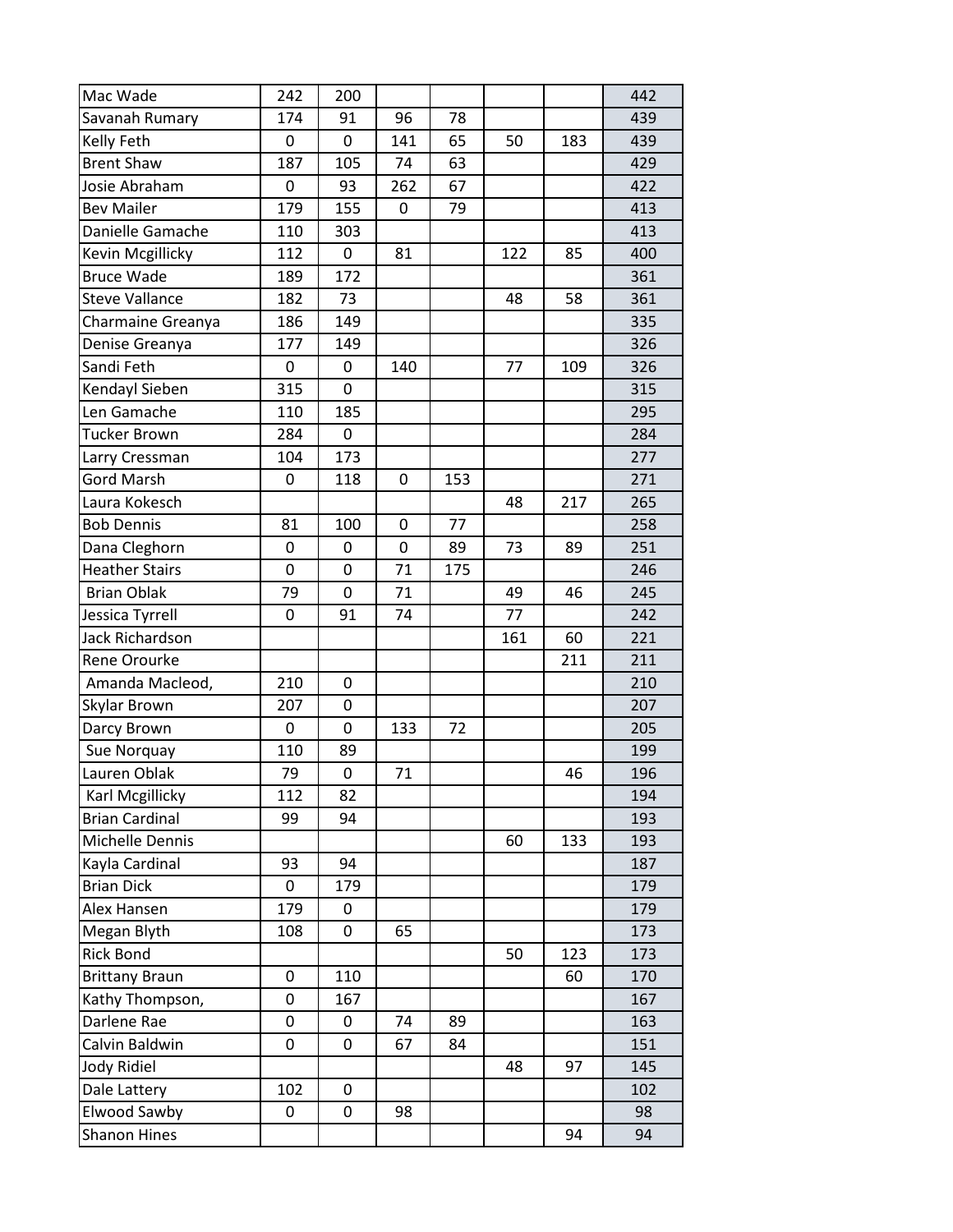| | | | | | | | |
|---|---|---|---|---|---|---|---|
| Mac Wade | 242 | 200 | | | | | 442 |
| Savanah Rumary | 174 | 91 | 96 | 78 | | | 439 |
| Kelly Feth | 0 | 0 | 141 | 65 | 50 | 183 | 439 |
| Brent Shaw | 187 | 105 | 74 | 63 | | | 429 |
| Josie Abraham | 0 | 93 | 262 | 67 | | | 422 |
| Bev Mailer | 179 | 155 | 0 | 79 | | | 413 |
| Danielle Gamache | 110 | 303 | | | | | 413 |
| Kevin Mcgillicky | 112 | 0 | 81 | | 122 | 85 | 400 |
| Bruce Wade | 189 | 172 | | | | | 361 |
| Steve Vallance | 182 | 73 | | | 48 | 58 | 361 |
| Charmaine Greanya | 186 | 149 | | | | | 335 |
| Denise Greanya | 177 | 149 | | | | | 326 |
| Sandi Feth | 0 | 0 | 140 | | 77 | 109 | 326 |
| Kendayl Sieben | 315 | 0 | | | | | 315 |
| Len Gamache | 110 | 185 | | | | | 295 |
| Tucker Brown | 284 | 0 | | | | | 284 |
| Larry Cressman | 104 | 173 | | | | | 277 |
| Gord Marsh | 0 | 118 | 0 | 153 | | | 271 |
| Laura Kokesch | | | | | 48 | 217 | 265 |
| Bob Dennis | 81 | 100 | 0 | 77 | | | 258 |
| Dana Cleghorn | 0 | 0 | 0 | 89 | 73 | 89 | 251 |
| Heather Stairs | 0 | 0 | 71 | 175 | | | 246 |
| Brian Oblak | 79 | 0 | 71 | | 49 | 46 | 245 |
| Jessica Tyrrell | 0 | 91 | 74 | | 77 | | 242 |
| Jack Richardson | | | | | 161 | 60 | 221 |
| Rene Orourke | | | | | | 211 | 211 |
| Amanda Macleod, | 210 | 0 | | | | | 210 |
| Skylar Brown | 207 | 0 | | | | | 207 |
| Darcy Brown | 0 | 0 | 133 | 72 | | | 205 |
| Sue Norquay | 110 | 89 | | | | | 199 |
| Lauren Oblak | 79 | 0 | 71 | | | 46 | 196 |
| Karl Mcgillicky | 112 | 82 | | | | | 194 |
| Brian Cardinal | 99 | 94 | | | | | 193 |
| Michelle Dennis | | | | | 60 | 133 | 193 |
| Kayla Cardinal | 93 | 94 | | | | | 187 |
| Brian Dick | 0 | 179 | | | | | 179 |
| Alex Hansen | 179 | 0 | | | | | 179 |
| Megan Blyth | 108 | 0 | 65 | | | | 173 |
| Rick Bond | | | | | 50 | 123 | 173 |
| Brittany Braun | 0 | 110 | | | | 60 | 170 |
| Kathy Thompson, | 0 | 167 | | | | | 167 |
| Darlene Rae | 0 | 0 | 74 | 89 | | | 163 |
| Calvin Baldwin | 0 | 0 | 67 | 84 | | | 151 |
| Jody Ridiel | | | | | 48 | 97 | 145 |
| Dale Lattery | 102 | 0 | | | | | 102 |
| Elwood Sawby | 0 | 0 | 98 | | | | 98 |
| Shanon Hines | | | | | | 94 | 94 |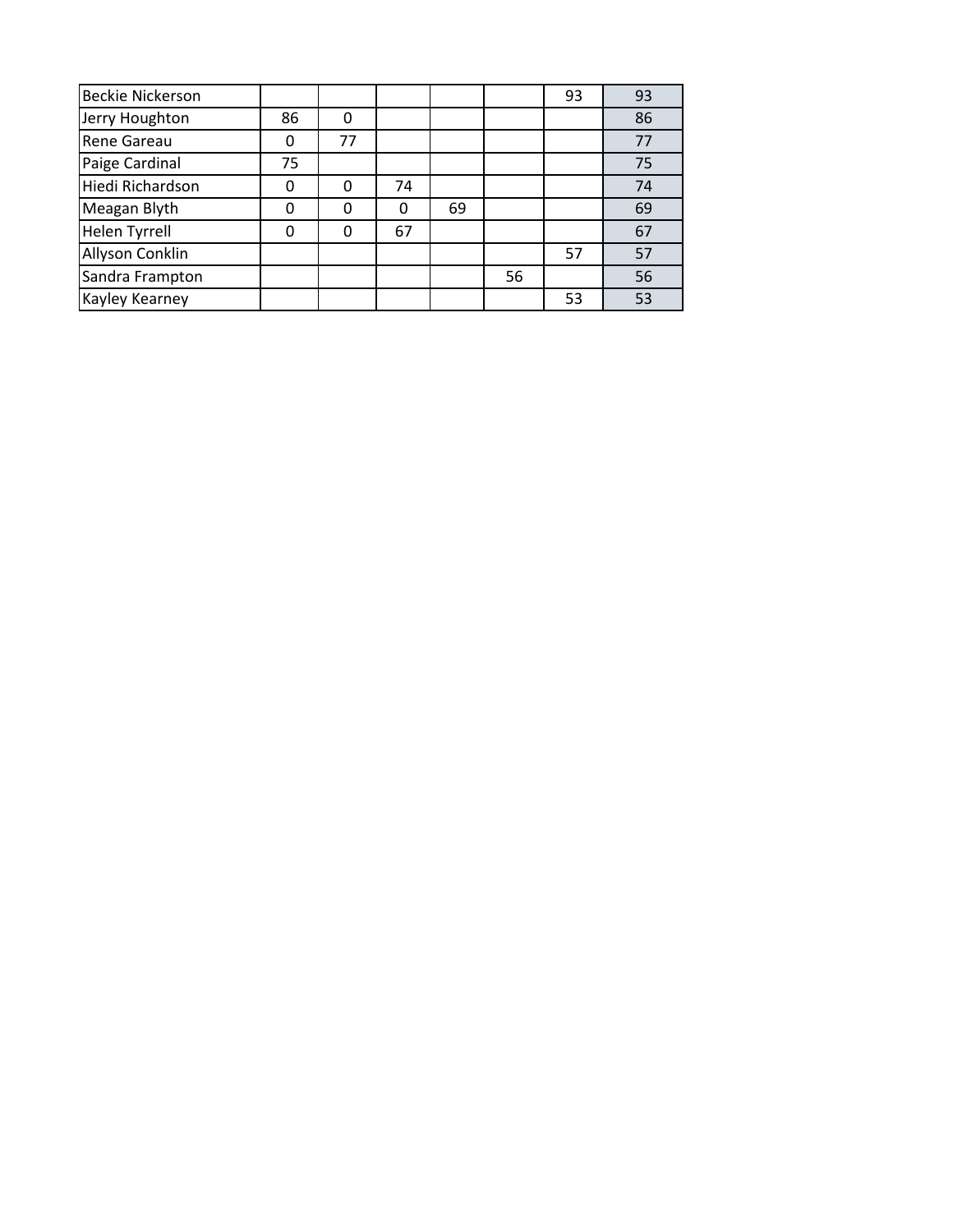| | | | | | | | |
|---|---|---|---|---|---|---|---|
| Beckie Nickerson | | | | | | 93 | 93 |
| Jerry Houghton | 86 | 0 | | | | | 86 |
| Rene Gareau | 0 | 77 | | | | | 77 |
| Paige Cardinal | 75 | | | | | | 75 |
| Hiedi Richardson | 0 | 0 | 74 | | | | 74 |
| Meagan Blyth | 0 | 0 | 0 | 69 | | | 69 |
| Helen Tyrrell | 0 | 0 | 67 | | | | 67 |
| Allyson Conklin | | | | | | 57 | 57 |
| Sandra Frampton | | | | | 56 | | 56 |
| Kayley Kearney | | | | | | 53 | 53 |